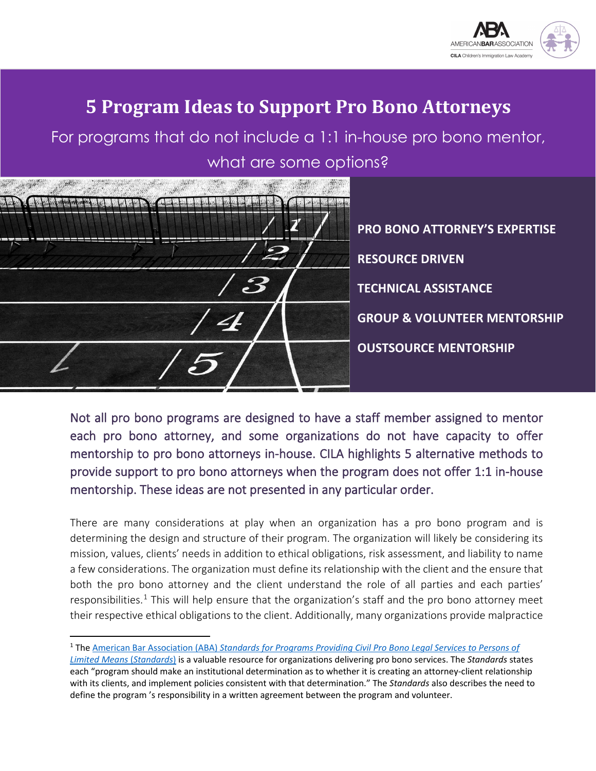# 5 Program Ideas to Support Pro Bono Attorneys

For programs that do not include a 1:1 in-house pro bono mentor, what are some options?

**PRO BONO ATTORNEY'S EXPERTISE**

**RESOURCE DRIVEN**

**TECHNICAL ASSISTANCE**

**GROUP & VOLUNTEER MENTORSHIP**

**OUSTSOURCE MENTORSHIP**

Not all pro bono programs are designed to have a staff member assigned to mentor each pro bono attorney, and some organizations do not have capacity to offer mentorship to pro bono attorneys in-house. CILA highlights 5 alternative methods to provide support to pro bono attorneys when the program does not offer 1:1 in-house mentorship. These ideas are not presented in any particular order.

There are many considerations at play when an organization has a pro bono program and is determining the design and structure of their program. The organization will likely be considering its mission, values, clients' needs in addition to ethical obligations, risk assessment, and liability to name a few considerations. The organization must define its relationship with the client and the ensure that both the pro bono attorney and the client understand the role of all parties and each parties' responsibilities.[1] This will help ensure that the organization's staff and the pro bono attorney meet their respective ethical obligations to the client. Additionally, many organizations provide malpractice

[1] The American Bar Association (ABA) *Standards for Programs Providing Civil Pro Bono Legal Services to Persons of Limited Means* (*Standards*) is a valuable resource for organizations delivering pro bono services. The *Standards* states each "program should make an institutional determination as to whether it is creating an attorney-client relationship with its clients, and implement policies consistent with that determination." The *Standards* also describes the need to define the program 's responsibility in a written agreement between the program and volunteer.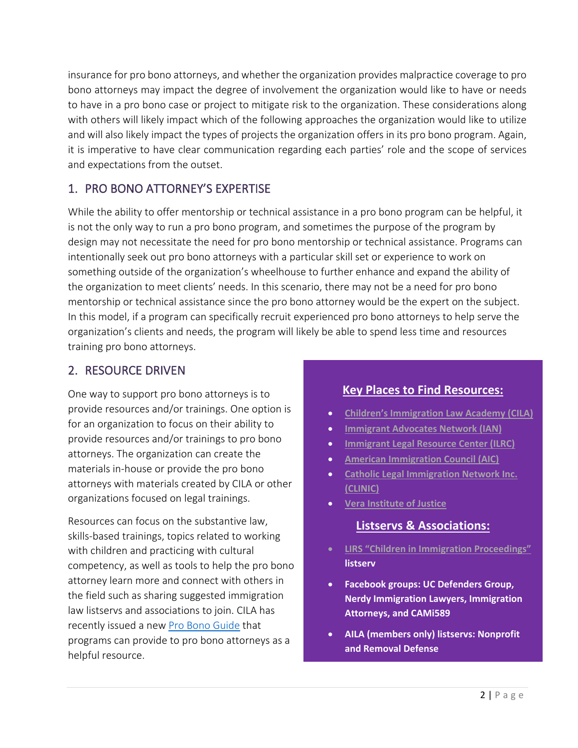insurance for pro bono attorneys, and whether the organization provides malpractice coverage to pro bono attorneys may impact the degree of involvement the organization would like to have or needs to have in a pro bono case or project to mitigate risk to the organization. These considerations along with others will likely impact which of the following approaches the organization would like to utilize and will also likely impact the types of projects the organization offers in its pro bono program. Again, it is imperative to have clear communication regarding each parties' role and the scope of services and expectations from the outset.

## 1. PRO BONO ATTORNEY'S EXPERTISE

While the ability to offer mentorship or technical assistance in a pro bono program can be helpful, it is not the only way to run a pro bono program, and sometimes the purpose of the program by design may not necessitate the need for pro bono mentorship or technical assistance. Programs can intentionally seek out pro bono attorneys with a particular skill set or experience to work on something outside of the organization's wheelhouse to further enhance and expand the ability of the organization to meet clients' needs. In this scenario, there may not be a need for pro bono mentorship or technical assistance since the pro bono attorney would be the expert on the subject. In this model, if a program can specifically recruit experienced pro bono attorneys to help serve the organization's clients and needs, the program will likely be able to spend less time and resources training pro bono attorneys.

## 2. RESOURCE DRIVEN

One way to support pro bono attorneys is to provide resources and/or trainings. One option is for an organization to focus on their ability to provide resources and/or trainings to pro bono attorneys. The organization can create the materials in-house or provide the pro bono attorneys with materials created by CILA or other organizations focused on legal trainings.

Resources can focus on the substantive law, skills-based trainings, topics related to working with children and practicing with cultural competency, as well as tools to help the pro bono attorney learn more and connect with others in the field such as sharing suggested immigration law listservs and associations to join. CILA has recently issued a new Pro Bono Guide that programs can provide to pro bono attorneys as a helpful resource.

### Key Places to Find Resources:

- Children's Immigration Law Academy (CILA)
- Immigrant Advocates Network (IAN)
- Immigrant Legal Resource Center (ILRC)
- American Immigration Council (AIC)
- Catholic Legal Immigration Network Inc. (CLINIC)
- Vera Institute of Justice

### Listservs & Associations:

- LIRS "Children in Immigration Proceedings" **listserv**
- **Facebook groups: UC Defenders Group, Nerdy Immigration Lawyers, Immigration Attorneys, and CAMi589**
- **AILA (members only) listservs: Nonprofit and Removal Defense**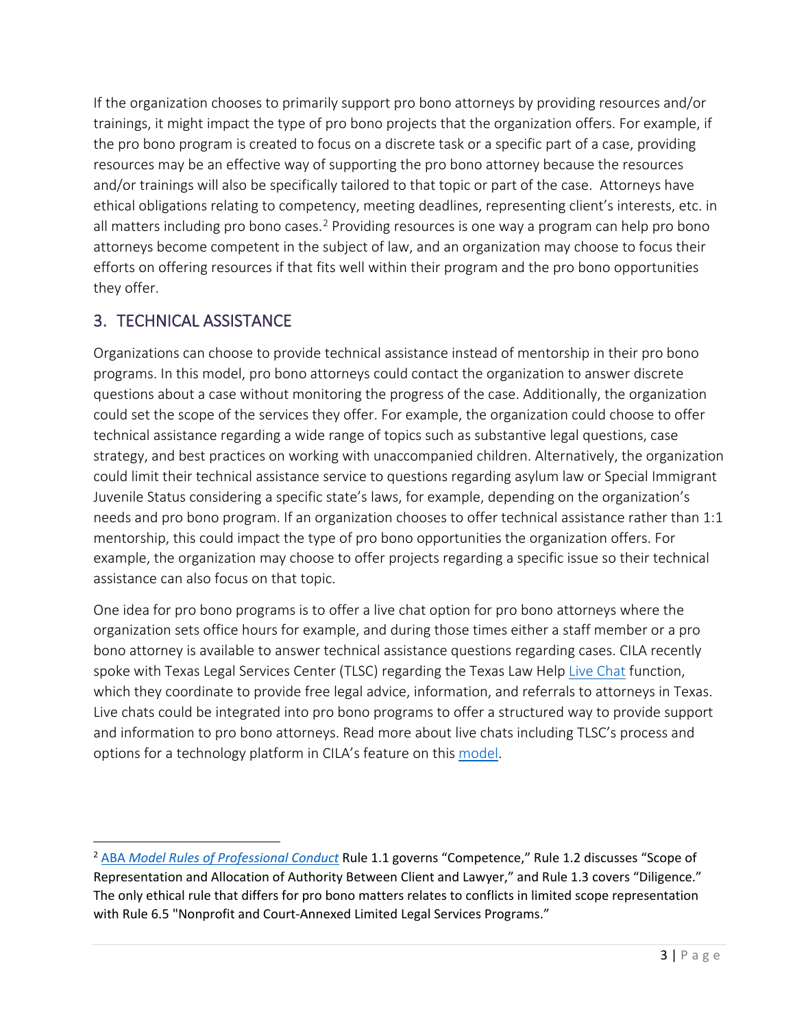If the organization chooses to primarily support pro bono attorneys by providing resources and/or trainings, it might impact the type of pro bono projects that the organization offers. For example, if the pro bono program is created to focus on a discrete task or a specific part of a case, providing resources may be an effective way of supporting the pro bono attorney because the resources and/or trainings will also be specifically tailored to that topic or part of the case. Attorneys have ethical obligations relating to competency, meeting deadlines, representing client's interests, etc. in all matters including pro bono cases.[2] Providing resources is one way a program can help pro bono attorneys become competent in the subject of law, and an organization may choose to focus their efforts on offering resources if that fits well within their program and the pro bono opportunities they offer.

## 3. TECHNICAL ASSISTANCE

Organizations can choose to provide technical assistance instead of mentorship in their pro bono programs. In this model, pro bono attorneys could contact the organization to answer discrete questions about a case without monitoring the progress of the case. Additionally, the organization could set the scope of the services they offer. For example, the organization could choose to offer technical assistance regarding a wide range of topics such as substantive legal questions, case strategy, and best practices on working with unaccompanied children. Alternatively, the organization could limit their technical assistance service to questions regarding asylum law or Special Immigrant Juvenile Status considering a specific state's laws, for example, depending on the organization's needs and pro bono program. If an organization chooses to offer technical assistance rather than 1:1 mentorship, this could impact the type of pro bono opportunities the organization offers. For example, the organization may choose to offer projects regarding a specific issue so their technical assistance can also focus on that topic.

One idea for pro bono programs is to offer a live chat option for pro bono attorneys where the organization sets office hours for example, and during those times either a staff member or a pro bono attorney is available to answer technical assistance questions regarding cases. CILA recently spoke with Texas Legal Services Center (TLSC) regarding the Texas Law Help Live Chat function, which they coordinate to provide free legal advice, information, and referrals to attorneys in Texas. Live chats could be integrated into pro bono programs to offer a structured way to provide support and information to pro bono attorneys. Read more about live chats including TLSC's process and options for a technology platform in CILA's feature on this model.

---

[2] ABA *Model Rules of Professional Conduct* Rule 1.1 governs "Competence," Rule 1.2 discusses "Scope of Representation and Allocation of Authority Between Client and Lawyer," and Rule 1.3 covers "Diligence." The only ethical rule that differs for pro bono matters relates to conflicts in limited scope representation with Rule 6.5 "Nonprofit and Court-Annexed Limited Legal Services Programs."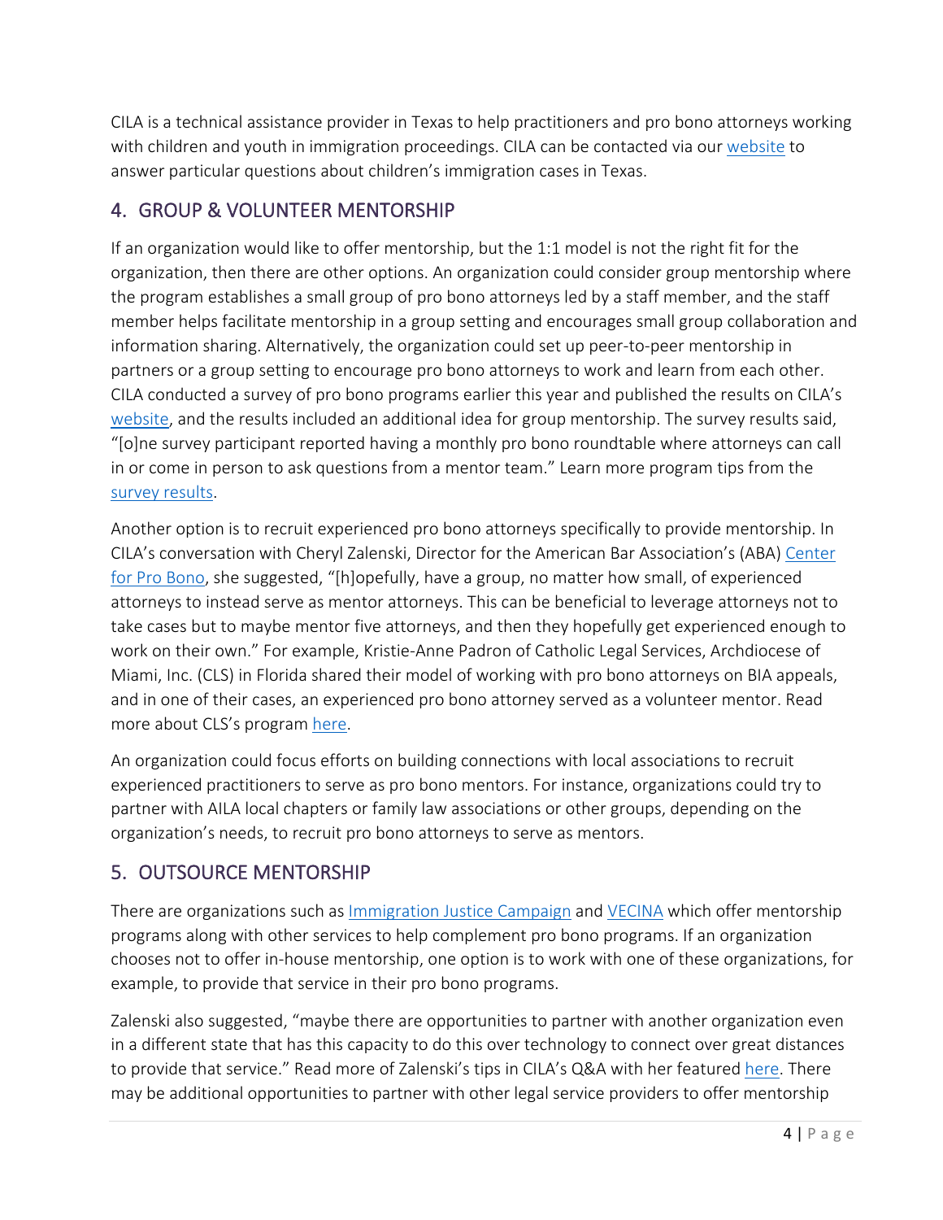CILA is a technical assistance provider in Texas to help practitioners and pro bono attorneys working with children and youth in immigration proceedings. CILA can be contacted via our website to answer particular questions about children's immigration cases in Texas.

## 4. GROUP & VOLUNTEER MENTORSHIP

If an organization would like to offer mentorship, but the 1:1 model is not the right fit for the organization, then there are other options. An organization could consider group mentorship where the program establishes a small group of pro bono attorneys led by a staff member, and the staff member helps facilitate mentorship in a group setting and encourages small group collaboration and information sharing. Alternatively, the organization could set up peer-to-peer mentorship in partners or a group setting to encourage pro bono attorneys to work and learn from each other. CILA conducted a survey of pro bono programs earlier this year and published the results on CILA's website, and the results included an additional idea for group mentorship. The survey results said, "[o]ne survey participant reported having a monthly pro bono roundtable where attorneys can call in or come in person to ask questions from a mentor team." Learn more program tips from the survey results.

Another option is to recruit experienced pro bono attorneys specifically to provide mentorship. In CILA's conversation with Cheryl Zalenski, Director for the American Bar Association's (ABA) Center for Pro Bono, she suggested, "[h]opefully, have a group, no matter how small, of experienced attorneys to instead serve as mentor attorneys. This can be beneficial to leverage attorneys not to take cases but to maybe mentor five attorneys, and then they hopefully get experienced enough to work on their own." For example, Kristie-Anne Padron of Catholic Legal Services, Archdiocese of Miami, Inc. (CLS) in Florida shared their model of working with pro bono attorneys on BIA appeals, and in one of their cases, an experienced pro bono attorney served as a volunteer mentor. Read more about CLS's program here.

An organization could focus efforts on building connections with local associations to recruit experienced practitioners to serve as pro bono mentors. For instance, organizations could try to partner with AILA local chapters or family law associations or other groups, depending on the organization's needs, to recruit pro bono attorneys to serve as mentors.

## 5. OUTSOURCE MENTORSHIP

There are organizations such as Immigration Justice Campaign and VECINA which offer mentorship programs along with other services to help complement pro bono programs. If an organization chooses not to offer in-house mentorship, one option is to work with one of these organizations, for example, to provide that service in their pro bono programs.

Zalenski also suggested, "maybe there are opportunities to partner with another organization even in a different state that has this capacity to do this over technology to connect over great distances to provide that service." Read more of Zalenski's tips in CILA's Q&A with her featured here. There may be additional opportunities to partner with other legal service providers to offer mentorship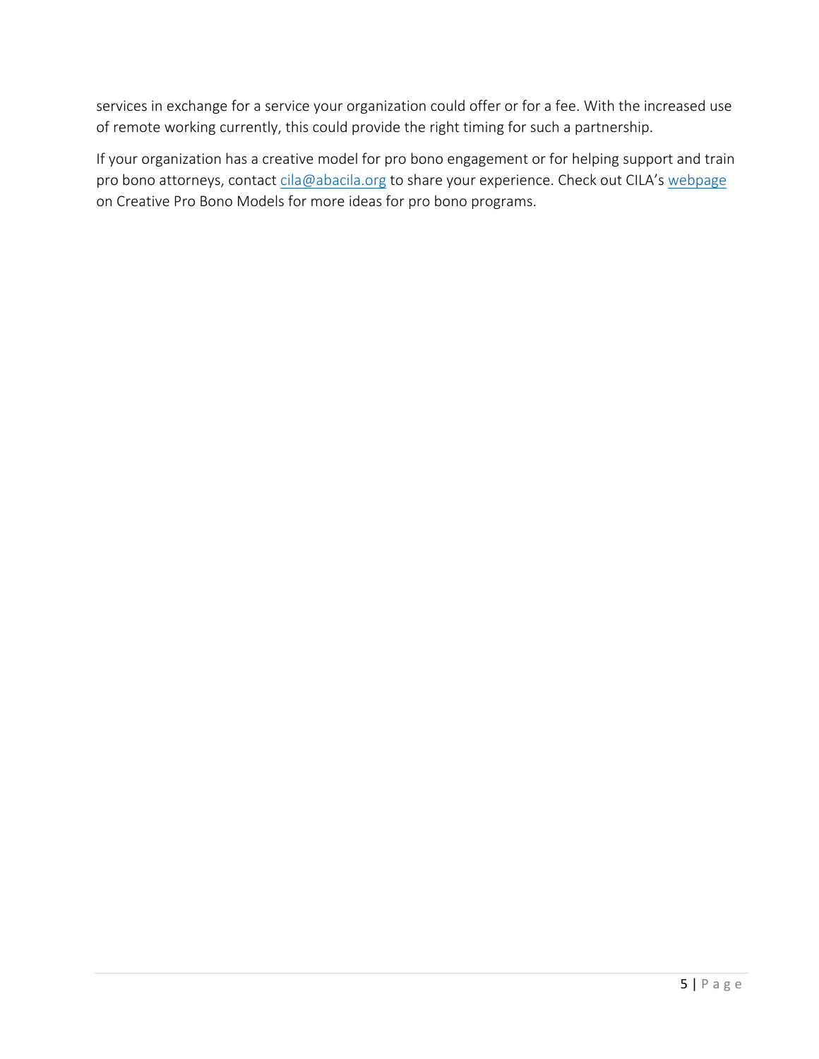services in exchange for a service your organization could offer or for a fee. With the increased use of remote working currently, this could provide the right timing for such a partnership.

If your organization has a creative model for pro bono engagement or for helping support and train pro bono attorneys, contact cila@abacila.org to share your experience. Check out CILA's webpage on Creative Pro Bono Models for more ideas for pro bono programs.